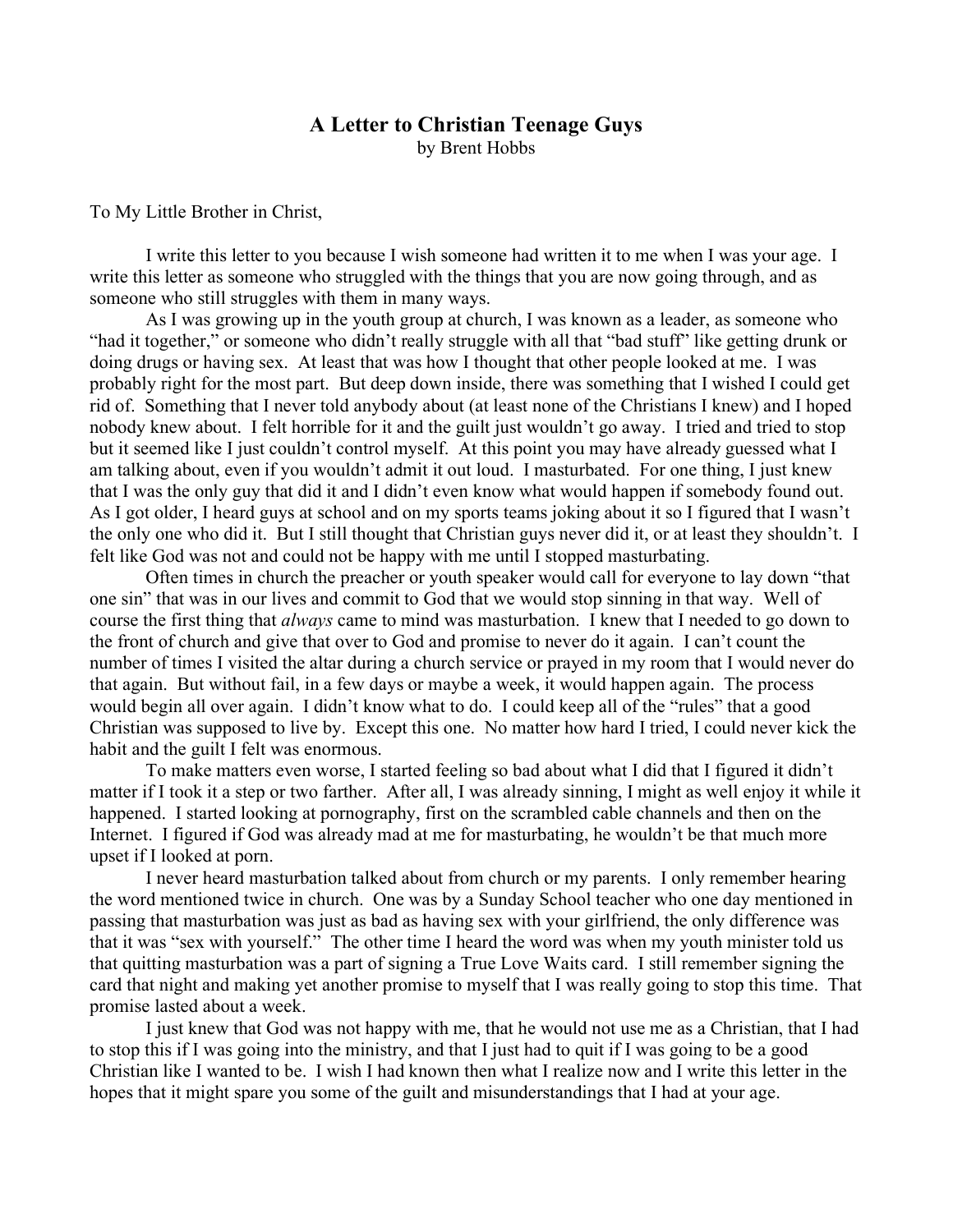# A Letter to Christian Teenage Guys

by Brent Hobbs

To My Little Brother in Christ,

I write this letter to you because I wish someone had written it to me when I was your age. I write this letter as someone who struggled with the things that you are now going through, and as someone who still struggles with them in many ways.

As I was growing up in the youth group at church, I was known as a leader, as someone who "had it together," or someone who didn't really struggle with all that "bad stuff" like getting drunk or doing drugs or having sex. At least that was how I thought that other people looked at me. I was probably right for the most part. But deep down inside, there was something that I wished I could get rid of. Something that I never told anybody about (at least none of the Christians I knew) and I hoped nobody knew about. I felt horrible for it and the guilt just wouldn't go away. I tried and tried to stop but it seemed like I just couldn't control myself. At this point you may have already guessed what I am talking about, even if you wouldn't admit it out loud. I masturbated. For one thing, I just knew that I was the only guy that did it and I didn't even know what would happen if somebody found out. As I got older, I heard guys at school and on my sports teams joking about it so I figured that I wasn't the only one who did it. But I still thought that Christian guys never did it, or at least they shouldn't. I felt like God was not and could not be happy with me until I stopped masturbating.

Often times in church the preacher or youth speaker would call for everyone to lay down "that one sin" that was in our lives and commit to God that we would stop sinning in that way. Well of course the first thing that *always* came to mind was masturbation. I knew that I needed to go down to the front of church and give that over to God and promise to never do it again. I can't count the number of times I visited the altar during a church service or prayed in my room that I would never do that again. But without fail, in a few days or maybe a week, it would happen again. The process would begin all over again. I didn't know what to do. I could keep all of the "rules" that a good Christian was supposed to live by. Except this one. No matter how hard I tried, I could never kick the habit and the guilt I felt was enormous.

To make matters even worse, I started feeling so bad about what I did that I figured it didn't matter if I took it a step or two farther. After all, I was already sinning, I might as well enjoy it while it happened. I started looking at pornography, first on the scrambled cable channels and then on the Internet. I figured if God was already mad at me for masturbating, he wouldn't be that much more upset if I looked at porn.

I never heard masturbation talked about from church or my parents. I only remember hearing the word mentioned twice in church. One was by a Sunday School teacher who one day mentioned in passing that masturbation was just as bad as having sex with your girlfriend, the only difference was that it was "sex with yourself." The other time I heard the word was when my youth minister told us that quitting masturbation was a part of signing a True Love Waits card. I still remember signing the card that night and making yet another promise to myself that I was really going to stop this time. That promise lasted about a week.

I just knew that God was not happy with me, that he would not use me as a Christian, that I had to stop this if I was going into the ministry, and that I just had to quit if I was going to be a good Christian like I wanted to be. I wish I had known then what I realize now and I write this letter in the hopes that it might spare you some of the guilt and misunderstandings that I had at your age.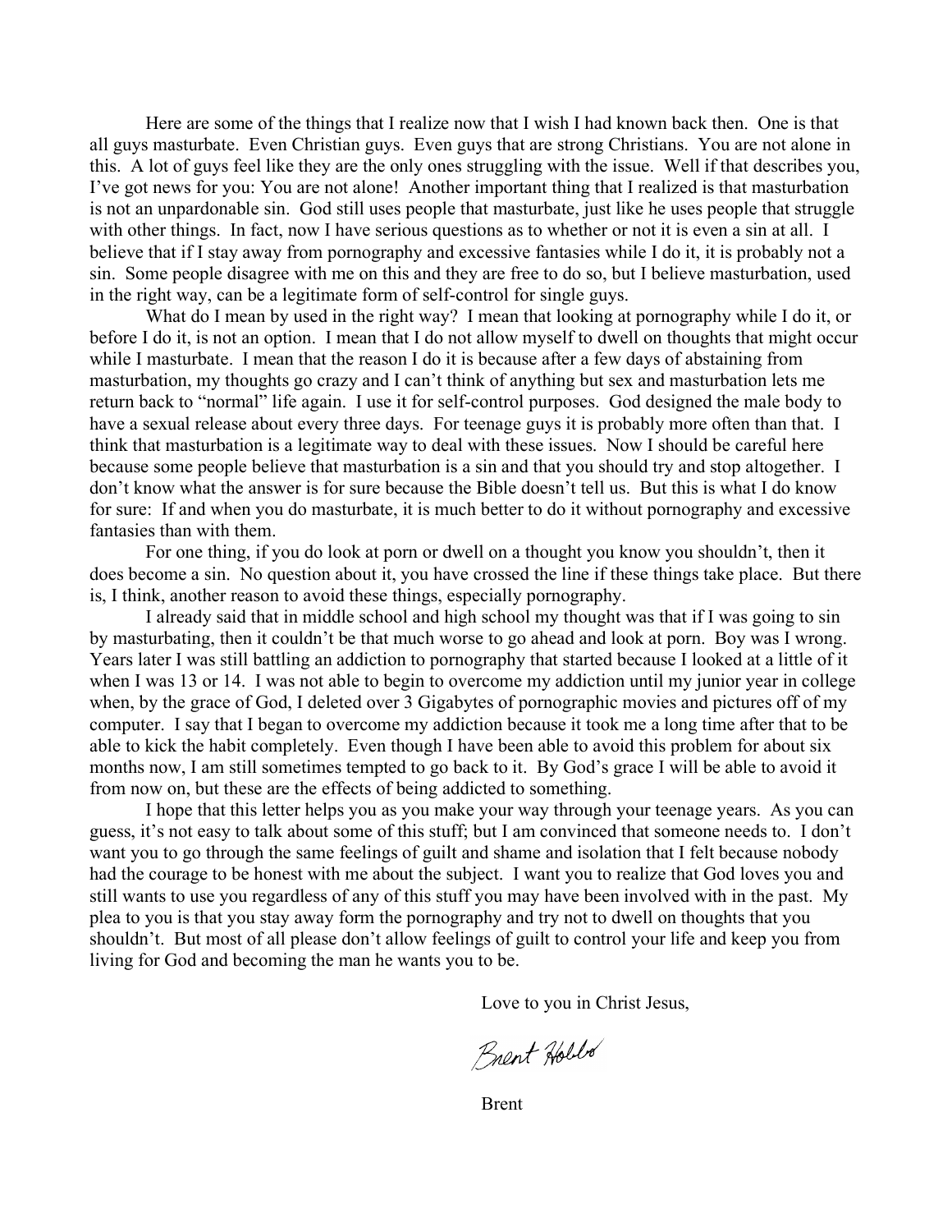Here are some of the things that I realize now that I wish I had known back then. One is that all guys masturbate. Even Christian guys. Even guys that are strong Christians. You are not alone in this. A lot of guys feel like they are the only ones struggling with the issue. Well if that describes you, I've got news for you: You are not alone! Another important thing that I realized is that masturbation is not an unpardonable sin. God still uses people that masturbate, just like he uses people that struggle with other things. In fact, now I have serious questions as to whether or not it is even a sin at all. I believe that if I stay away from pornography and excessive fantasies while I do it, it is probably not a sin. Some people disagree with me on this and they are free to do so, but I believe masturbation, used in the right way, can be a legitimate form of self-control for single guys.

What do I mean by used in the right way? I mean that looking at pornography while I do it, or before I do it, is not an option. I mean that I do not allow myself to dwell on thoughts that might occur while I masturbate. I mean that the reason I do it is because after a few days of abstaining from masturbation, my thoughts go crazy and I can't think of anything but sex and masturbation lets me return back to "normal" life again. I use it for self-control purposes. God designed the male body to have a sexual release about every three days. For teenage guys it is probably more often than that. I think that masturbation is a legitimate way to deal with these issues. Now I should be careful here because some people believe that masturbation is a sin and that you should try and stop altogether. I don't know what the answer is for sure because the Bible doesn't tell us. But this is what I do know for sure: If and when you do masturbate, it is much better to do it without pornography and excessive fantasies than with them.

For one thing, if you do look at porn or dwell on a thought you know you shouldn't, then it does become a sin. No question about it, you have crossed the line if these things take place. But there is, I think, another reason to avoid these things, especially pornography.

I already said that in middle school and high school my thought was that if I was going to sin by masturbating, then it couldn't be that much worse to go ahead and look at porn. Boy was I wrong. Years later I was still battling an addiction to pornography that started because I looked at a little of it when I was 13 or 14. I was not able to begin to overcome my addiction until my junior year in college when, by the grace of God, I deleted over 3 Gigabytes of pornographic movies and pictures off of my computer. I say that I began to overcome my addiction because it took me a long time after that to be able to kick the habit completely. Even though I have been able to avoid this problem for about six months now, I am still sometimes tempted to go back to it. By God's grace I will be able to avoid it from now on, but these are the effects of being addicted to something.

I hope that this letter helps you as you make your way through your teenage years. As you can guess, it's not easy to talk about some of this stuff; but I am convinced that someone needs to. I don't want you to go through the same feelings of guilt and shame and isolation that I felt because nobody had the courage to be honest with me about the subject. I want you to realize that God loves you and still wants to use you regardless of any of this stuff you may have been involved with in the past. My plea to you is that you stay away form the pornography and try not to dwell on thoughts that you shouldn't. But most of all please don't allow feelings of guilt to control your life and keep you from living for God and becoming the man he wants you to be.

Love to you in Christ Jesus,

Brent Hobbs

Brent